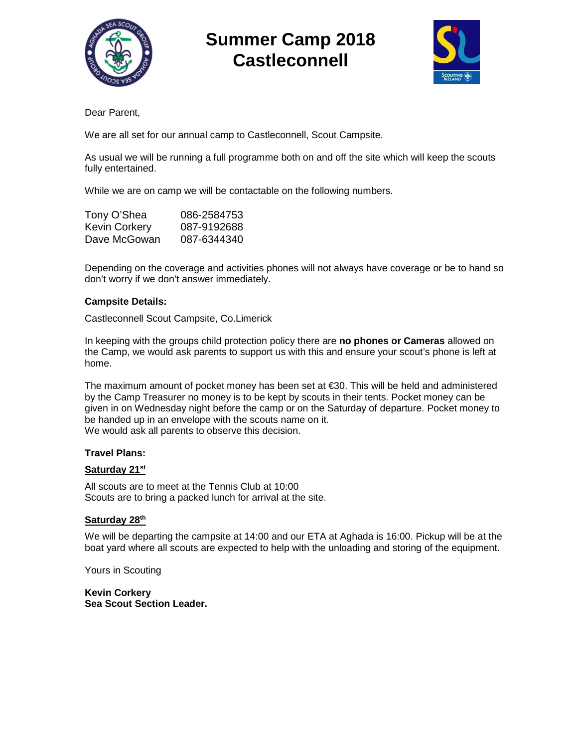# Summer Camp 2018
# Castleconnell

Dear Parent,

We are all set for our annual camp to Castleconnell, Scout Campsite.

As usual we will be running a full programme both on and off the site which will keep the scouts fully entertained.

While we are on camp we will be contactable on the following numbers.

| | |
|---|---|
| Tony O'Shea | 086-2584753 |
| Kevin Corkery | 087-9192688 |
| Dave McGowan | 087-6344340 |

Depending on the coverage and activities phones will not always have coverage or be to hand so don't worry if we don't answer immediately.

**Campsite Details:**

Castleconnell Scout Campsite, Co.Limerick

In keeping with the groups child protection policy there are **no phones or Cameras** allowed on the Camp, we would ask parents to support us with this and ensure your scout's phone is left at home.

The maximum amount of pocket money has been set at €30. This will be held and administered by the Camp Treasurer no money is to be kept by scouts in their tents. Pocket money can be given in on Wednesday night before the camp or on the Saturday of departure. Pocket money to be handed up in an envelope with the scouts name on it.
We would ask all parents to observe this decision.

**Travel Plans:**

**Saturday 21st**

All scouts are to meet at the Tennis Club at 10:00
Scouts are to bring a packed lunch for arrival at the site.

**Saturday 28th**

We will be departing the campsite at 14:00 and our ETA at Aghada is 16:00. Pickup will be at the boat yard where all scouts are expected to help with the unloading and storing of the equipment.

Yours in Scouting

**Kevin Corkery**
**Sea Scout Section Leader.**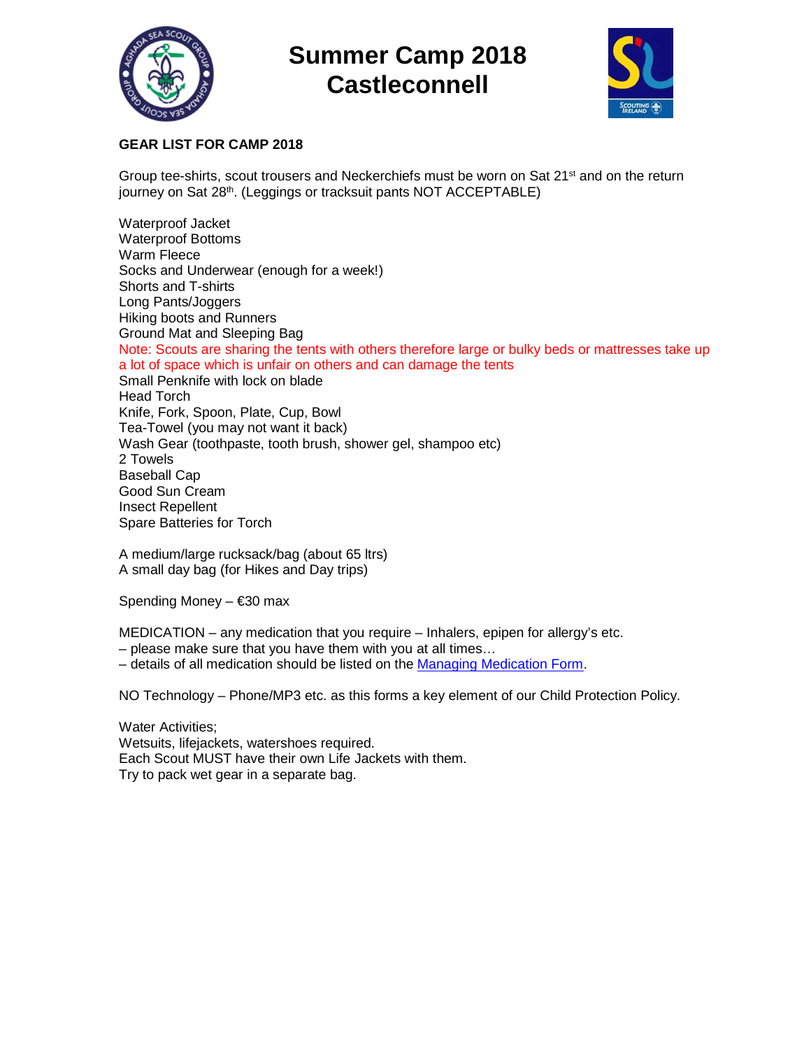# Summer Camp 2018
# Castleconnell

**GEAR LIST FOR CAMP 2018**

Group tee-shirts, scout trousers and Neckerchiefs must be worn on Sat 21st and on the return journey on Sat 28th. (Leggings or tracksuit pants NOT ACCEPTABLE)

Waterproof Jacket
Waterproof Bottoms
Warm Fleece
Socks and Underwear (enough for a week!)
Shorts and T-shirts
Long Pants/Joggers
Hiking boots and Runners
Ground Mat and Sleeping Bag
Note: Scouts are sharing the tents with others therefore large or bulky beds or mattresses take up a lot of space which is unfair on others and can damage the tents
Small Penknife with lock on blade
Head Torch
Knife, Fork, Spoon, Plate, Cup, Bowl
Tea-Towel (you may not want it back)
Wash Gear (toothpaste, tooth brush, shower gel, shampoo etc)
2 Towels
Baseball Cap
Good Sun Cream
Insect Repellent
Spare Batteries for Torch

A medium/large rucksack/bag (about 65 ltrs)
A small day bag (for Hikes and Day trips)

Spending Money – €30 max

MEDICATION – any medication that you require – Inhalers, epipen for allergy's etc.
– please make sure that you have them with you at all times…
– details of all medication should be listed on the Managing Medication Form.

NO Technology – Phone/MP3 etc. as this forms a key element of our Child Protection Policy.

Water Activities;
Wetsuits, lifejackets, watershoes required.
Each Scout MUST have their own Life Jackets with them.
Try to pack wet gear in a separate bag.